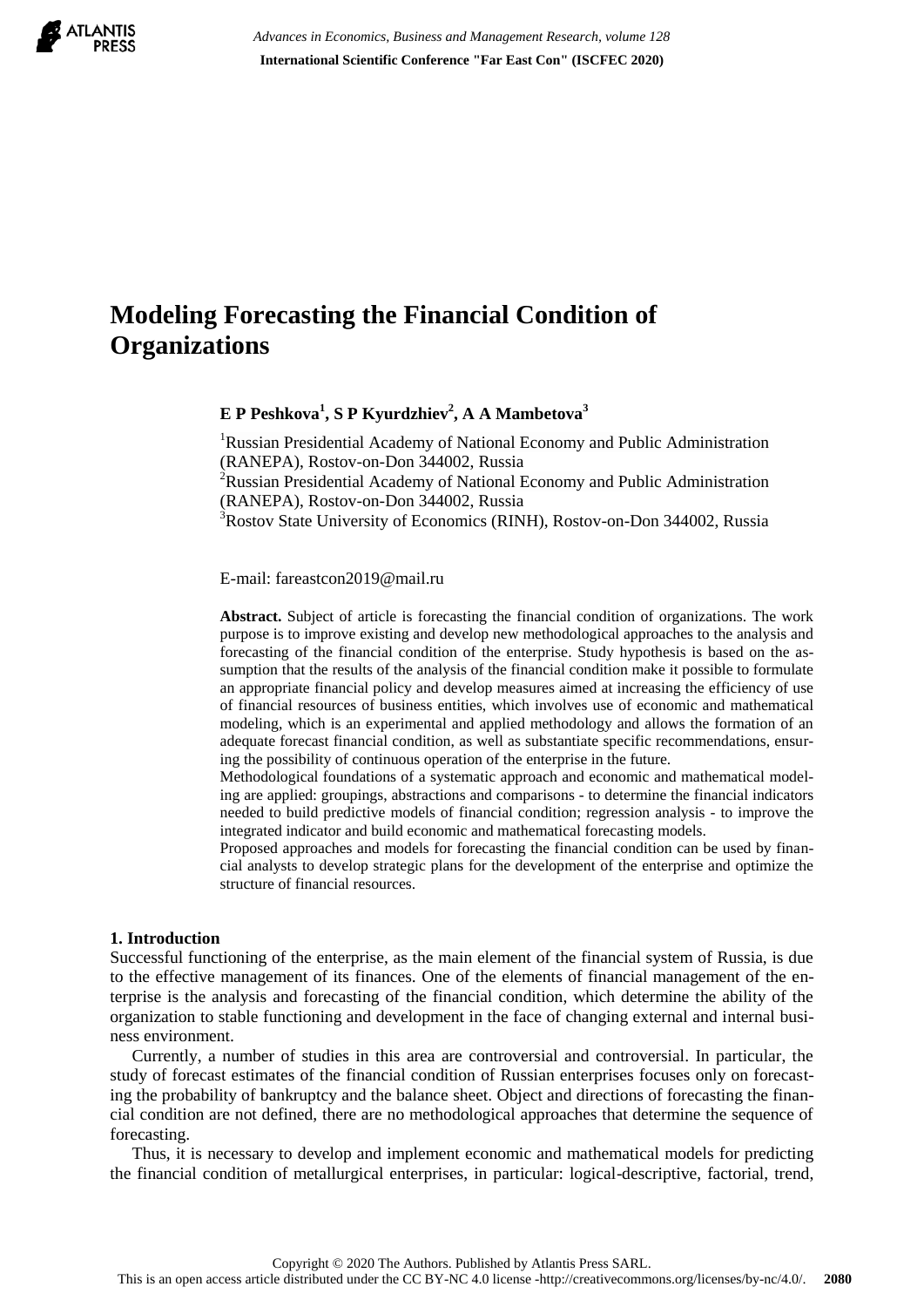# Modeling Forecasting the Financial Condition of Organizations

**E P Peshkova[1], S P Kyurdzhiev[2], A A Mambetova[3]**

[1]Russian Presidential Academy of National Economy and Public Administration (RANEPA), Rostov-on-Don 344002, Russia
[2]Russian Presidential Academy of National Economy and Public Administration (RANEPA), Rostov-on-Don 344002, Russia
[3]Rostov State University of Economics (RINH), Rostov-on-Don 344002, Russia

E-mail: fareastcon2019@mail.ru

**Abstract.** Subject of article is forecasting the financial condition of organizations. The work purpose is to improve existing and develop new methodological approaches to the analysis and forecasting of the financial condition of the enterprise. Study hypothesis is based on the assumption that the results of the analysis of the financial condition make it possible to formulate an appropriate financial policy and develop measures aimed at increasing the efficiency of use of financial resources of business entities, which involves use of economic and mathematical modeling, which is an experimental and applied methodology and allows the formation of an adequate forecast financial condition, as well as substantiate specific recommendations, ensuring the possibility of continuous operation of the enterprise in the future.
Methodological foundations of a systematic approach and economic and mathematical modeling are applied: groupings, abstractions and comparisons - to determine the financial indicators needed to build predictive models of financial condition; regression analysis - to improve the integrated indicator and build economic and mathematical forecasting models.
Proposed approaches and models for forecasting the financial condition can be used by financial analysts to develop strategic plans for the development of the enterprise and optimize the structure of financial resources.

## 1. Introduction

Successful functioning of the enterprise, as the main element of the financial system of Russia, is due to the effective management of its finances. One of the elements of financial management of the enterprise is the analysis and forecasting of the financial condition, which determine the ability of the organization to stable functioning and development in the face of changing external and internal business environment.

Currently, a number of studies in this area are controversial and controversial. In particular, the study of forecast estimates of the financial condition of Russian enterprises focuses only on forecasting the probability of bankruptcy and the balance sheet. Object and directions of forecasting the financial condition are not defined, there are no methodological approaches that determine the sequence of forecasting.

Thus, it is necessary to develop and implement economic and mathematical models for predicting the financial condition of metallurgical enterprises, in particular: logical-descriptive, factorial, trend,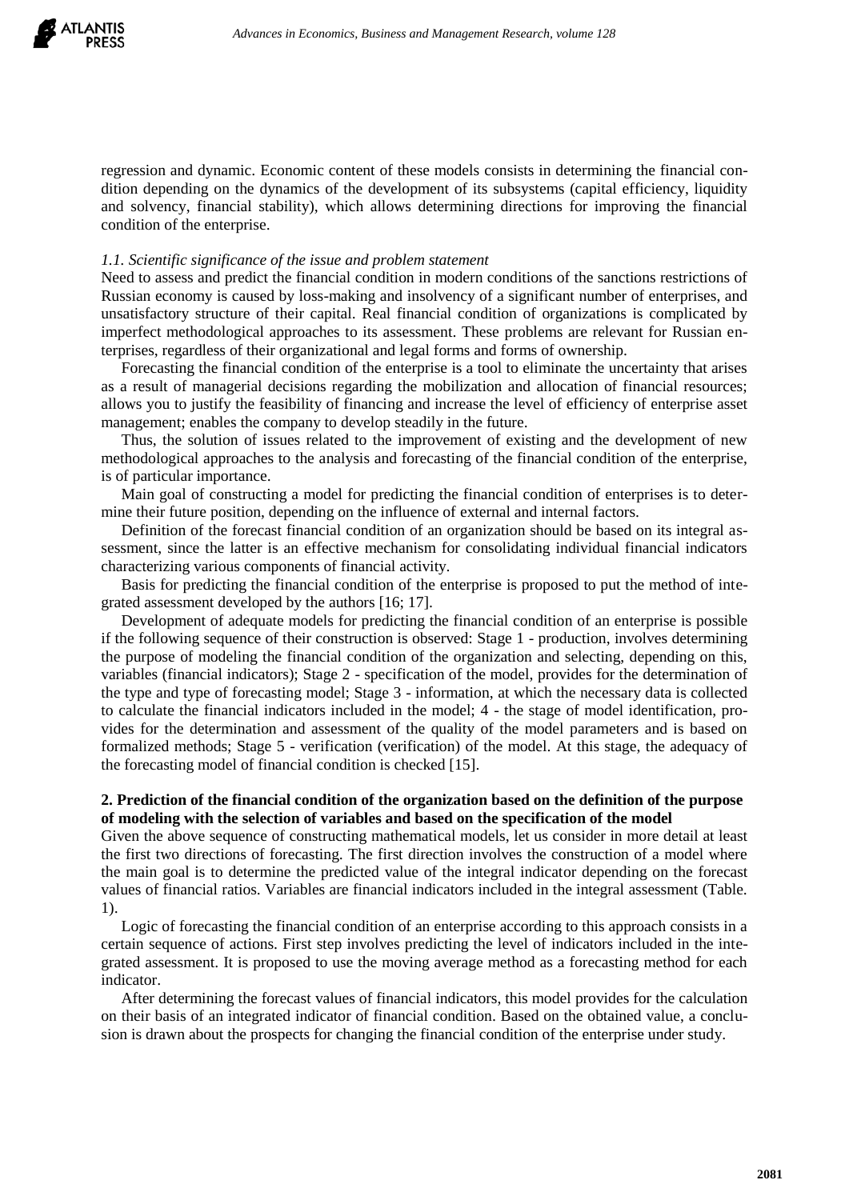regression and dynamic. Economic content of these models consists in determining the financial condition depending on the dynamics of the development of its subsystems (capital efficiency, liquidity and solvency, financial stability), which allows determining directions for improving the financial condition of the enterprise.

### *1.1. Scientific significance of the issue and problem statement*

Need to assess and predict the financial condition in modern conditions of the sanctions restrictions of Russian economy is caused by loss-making and insolvency of a significant number of enterprises, and unsatisfactory structure of their capital. Real financial condition of organizations is complicated by imperfect methodological approaches to its assessment. These problems are relevant for Russian enterprises, regardless of their organizational and legal forms and forms of ownership.

Forecasting the financial condition of the enterprise is a tool to eliminate the uncertainty that arises as a result of managerial decisions regarding the mobilization and allocation of financial resources; allows you to justify the feasibility of financing and increase the level of efficiency of enterprise asset management; enables the company to develop steadily in the future.

Thus, the solution of issues related to the improvement of existing and the development of new methodological approaches to the analysis and forecasting of the financial condition of the enterprise, is of particular importance.

Main goal of constructing a model for predicting the financial condition of enterprises is to determine their future position, depending on the influence of external and internal factors.

Definition of the forecast financial condition of an organization should be based on its integral assessment, since the latter is an effective mechanism for consolidating individual financial indicators characterizing various components of financial activity.

Basis for predicting the financial condition of the enterprise is proposed to put the method of integrated assessment developed by the authors [16; 17].

Development of adequate models for predicting the financial condition of an enterprise is possible if the following sequence of their construction is observed: Stage 1 - production, involves determining the purpose of modeling the financial condition of the organization and selecting, depending on this, variables (financial indicators); Stage 2 - specification of the model, provides for the determination of the type and type of forecasting model; Stage 3 - information, at which the necessary data is collected to calculate the financial indicators included in the model; 4 - the stage of model identification, provides for the determination and assessment of the quality of the model parameters and is based on formalized methods; Stage 5 - verification (verification) of the model. At this stage, the adequacy of the forecasting model of financial condition is checked [15].

## 2. Prediction of the financial condition of the organization based on the definition of the purpose of modeling with the selection of variables and based on the specification of the model

Given the above sequence of constructing mathematical models, let us consider in more detail at least the first two directions of forecasting. The first direction involves the construction of a model where the main goal is to determine the predicted value of the integral indicator depending on the forecast values of financial ratios. Variables are financial indicators included in the integral assessment (Table. 1).

Logic of forecasting the financial condition of an enterprise according to this approach consists in a certain sequence of actions. First step involves predicting the level of indicators included in the integrated assessment. It is proposed to use the moving average method as a forecasting method for each indicator.

After determining the forecast values of financial indicators, this model provides for the calculation on their basis of an integrated indicator of financial condition. Based on the obtained value, a conclusion is drawn about the prospects for changing the financial condition of the enterprise under study.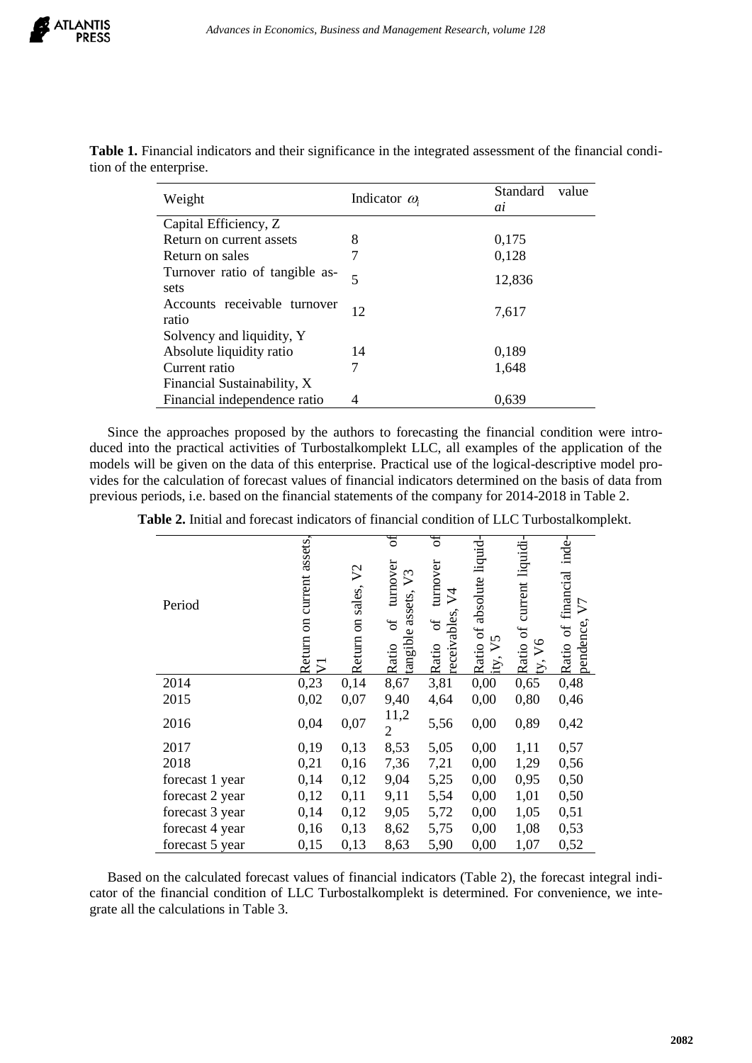**Table 1.** Financial indicators and their significance in the integrated assessment of the financial condition of the enterprise.

| Weight | Indicator $\omega_i$ | Standard value $ai$ |
|---|---|---|
| Capital Efficiency, Z | | |
| Return on current assets | 8 | 0,175 |
| Return on sales | 7 | 0,128 |
| Turnover ratio of tangible assets | 5 | 12,836 |
| Accounts receivable turnover ratio | 12 | 7,617 |
| Solvency and liquidity, Y | | |
| Absolute liquidity ratio | 14 | 0,189 |
| Current ratio | 7 | 1,648 |
| Financial Sustainability, X | | |
| Financial independence ratio | 4 | 0,639 |

Since the approaches proposed by the authors to forecasting the financial condition were introduced into the practical activities of Turbostalkomplekt LLC, all examples of the application of the models will be given on the data of this enterprise. Practical use of the logical-descriptive model provides for the calculation of forecast values of financial indicators determined on the basis of data from previous periods, i.e. based on the financial statements of the company for 2014-2018 in Table 2.

**Table 2.** Initial and forecast indicators of financial condition of LLC Turbostalkomplekt.

| Period | Return on current assets, V1 | Return on sales, V2 | Ratio of turnover of tangible assets, V3 | Ratio of turnover of receivables, V4 | Ratio of absolute liquidity, V5 | Ratio of current liquidity, V6 | Ratio of financial independence, V7 |
|---|---|---|---|---|---|---|---|
| 2014 | 0,23 | 0,14 | 8,67 | 3,81 | 0,00 | 0,65 | 0,48 |
| 2015 | 0,02 | 0,07 | 9,40 | 4,64 | 0,00 | 0,80 | 0,46 |
| 2016 | 0,04 | 0,07 | 11,22 | 5,56 | 0,00 | 0,89 | 0,42 |
| 2017 | 0,19 | 0,13 | 8,53 | 5,05 | 0,00 | 1,11 | 0,57 |
| 2018 | 0,21 | 0,16 | 7,36 | 7,21 | 0,00 | 1,29 | 0,56 |
| forecast 1 year | 0,14 | 0,12 | 9,04 | 5,25 | 0,00 | 0,95 | 0,50 |
| forecast 2 year | 0,12 | 0,11 | 9,11 | 5,54 | 0,00 | 1,01 | 0,50 |
| forecast 3 year | 0,14 | 0,12 | 9,05 | 5,72 | 0,00 | 1,05 | 0,51 |
| forecast 4 year | 0,16 | 0,13 | 8,62 | 5,75 | 0,00 | 1,08 | 0,53 |
| forecast 5 year | 0,15 | 0,13 | 8,63 | 5,90 | 0,00 | 1,07 | 0,52 |

Based on the calculated forecast values of financial indicators (Table 2), the forecast integral indicator of the financial condition of LLC Turbostalkomplekt is determined. For convenience, we integrate all the calculations in Table 3.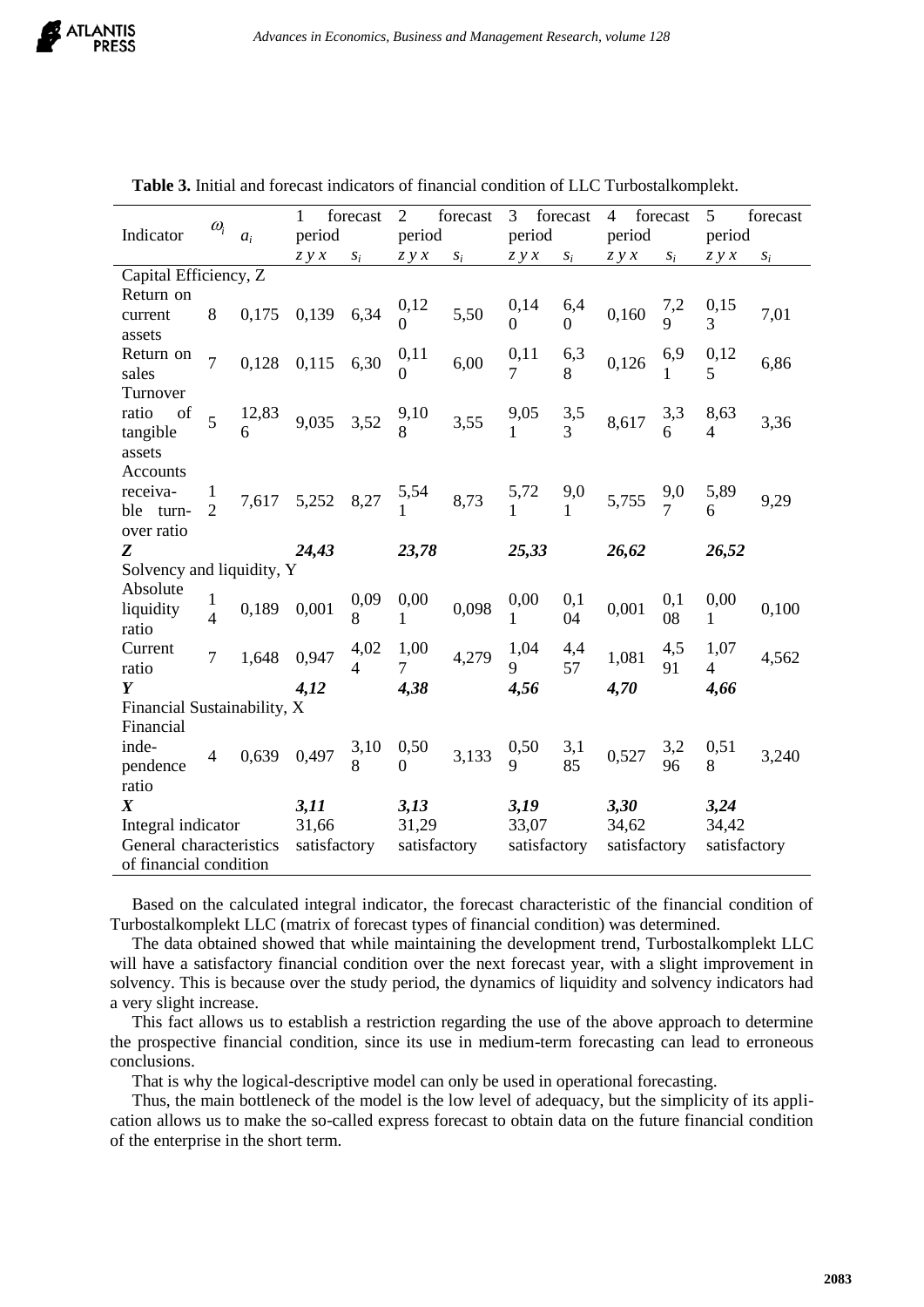**Table 3.** Initial and forecast indicators of financial condition of LLC Turbostalkomplekt.

| Indicator | $\omega_i$ | $a_i$ | 1 forecast period | | 2 forecast period | | 3 forecast period | | 4 forecast period | | 5 forecast period | |
|---|---|---|---|---|---|---|---|---|---|---|---|---|
| | | | $z\ y\ x$ | $s_i$ | $z\ y\ x$ | $s_i$ | $z\ y\ x$ | $s_i$ | $z\ y\ x$ | $s_i$ | $z\ y\ x$ | $s_i$ |
| Capital Efficiency, Z | | | | | | | | | | | | |
| Return on current assets | 8 | 0,175 | 0,139 | 6,34 | 0,120 | 5,50 | 0,140 | 6,40 | 0,160 | 7,29 | 0,153 | 7,01 |
| Return on sales | 7 | 0,128 | 0,115 | 6,30 | 0,110 | 6,00 | 0,117 | 6,38 | 0,126 | 6,91 | 0,125 | 6,86 |
| Turnover ratio of tangible assets | 5 | 12,836 | 9,035 | 3,52 | 9,108 | 3,55 | 9,051 | 3,53 | 8,617 | 3,36 | 8,634 | 3,36 |
| Accounts receivable turnover ratio | 12 | 7,617 | 5,252 | 8,27 | 5,541 | 8,73 | 5,721 | 9,01 | 5,755 | 9,07 | 5,896 | 9,29 |
| ***Z*** | | | ***24,43*** | | ***23,78*** | | ***25,33*** | | ***26,62*** | | ***26,52*** | |
| Solvency and liquidity, Y | | | | | | | | | | | | |
| Absolute liquidity ratio | 14 | 0,189 | 0,001 | 0,098 | 0,001 | 0,098 | 0,001 | 0,104 | 0,001 | 0,108 | 0,001 | 0,100 |
| Current ratio | 7 | 1,648 | 0,947 | 4,024 | 1,007 | 4,279 | 1,049 | 4,457 | 1,081 | 4,591 | 1,074 | 4,562 |
| ***Y*** | | | ***4,12*** | | ***4,38*** | | ***4,56*** | | ***4,70*** | | ***4,66*** | |
| Financial Sustainability, X | | | | | | | | | | | | |
| Financial independence ratio | 4 | 0,639 | 0,497 | 3,108 | 0,500 | 3,133 | 0,509 | 3,185 | 0,527 | 3,296 | 0,518 | 3,240 |
| ***X*** | | | ***3,11*** | | ***3,13*** | | ***3,19*** | | ***3,30*** | | ***3,24*** | |
| Integral indicator | | | 31,66 | | 31,29 | | 33,07 | | 34,62 | | 34,42 | |
| General characteristics of financial condition | | | satisfactory | | satisfactory | | satisfactory | | satisfactory | | satisfactory | |

Based on the calculated integral indicator, the forecast characteristic of the financial condition of Turbostalkomplekt LLC (matrix of forecast types of financial condition) was determined.

The data obtained showed that while maintaining the development trend, Turbostalkomplekt LLC will have a satisfactory financial condition over the next forecast year, with a slight improvement in solvency. This is because over the study period, the dynamics of liquidity and solvency indicators had a very slight increase.

This fact allows us to establish a restriction regarding the use of the above approach to determine the prospective financial condition, since its use in medium-term forecasting can lead to erroneous conclusions.

That is why the logical-descriptive model can only be used in operational forecasting.

Thus, the main bottleneck of the model is the low level of adequacy, but the simplicity of its application allows us to make the so-called express forecast to obtain data on the future financial condition of the enterprise in the short term.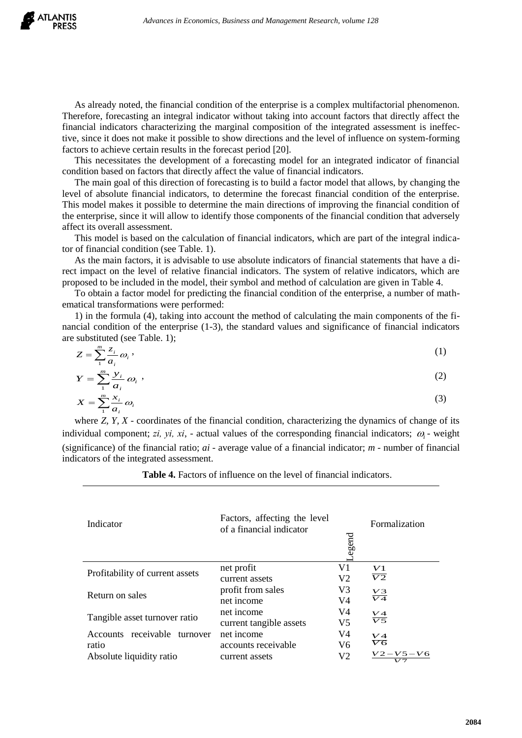As already noted, the financial condition of the enterprise is a complex multifactorial phenomenon. Therefore, forecasting an integral indicator without taking into account factors that directly affect the financial indicators characterizing the marginal composition of the integrated assessment is ineffective, since it does not make it possible to show directions and the level of influence on system-forming factors to achieve certain results in the forecast period [20].

This necessitates the development of a forecasting model for an integrated indicator of financial condition based on factors that directly affect the value of financial indicators.

The main goal of this direction of forecasting is to build a factor model that allows, by changing the level of absolute financial indicators, to determine the forecast financial condition of the enterprise. This model makes it possible to determine the main directions of improving the financial condition of the enterprise, since it will allow to identify those components of the financial condition that adversely affect its overall assessment.

This model is based on the calculation of financial indicators, which are part of the integral indicator of financial condition (see Table. 1).

As the main factors, it is advisable to use absolute indicators of financial statements that have a direct impact on the level of relative financial indicators. The system of relative indicators, which are proposed to be included in the model, their symbol and method of calculation are given in Table 4.

To obtain a factor model for predicting the financial condition of the enterprise, a number of mathematical transformations were performed:

1) in the formula (4), taking into account the method of calculating the main components of the financial condition of the enterprise (1-3), the standard values and significance of financial indicators are substituted (see Table. 1);

$$Z = \sum_{1}^{m} \frac{z_i}{a_i} \omega_i , \tag{1}$$

$$Y = \sum_{1}^{m} \frac{y_i}{a_i} \omega_i , \tag{2}$$

$$X = \sum_{1}^{m} \frac{x_i}{a_i} \omega_i \tag{3}$$

where $Z$, $Y$, $X$ - coordinates of the financial condition, characterizing the dynamics of change of its individual component; $z_i$, $y_i$, $x_i$, - actual values of the corresponding financial indicators; $\omega_i$ - weight (significance) of the financial ratio; $a_i$ - average value of a financial indicator; $m$ - number of financial indicators of the integrated assessment.

**Table 4.** Factors of influence on the level of financial indicators.

| Indicator | Factors, affecting the level of a financial indicator | Legend | Formalization |
|---|---|---|---|
| Profitability of current assets | net profit<br>current assets | V1<br>V2 | $\frac{V1}{V2}$ |
| Return on sales | profit from sales<br>net income | V3<br>V4 | $\frac{V3}{V4}$ |
| Tangible asset turnover ratio | net income<br>current tangible assets | V4<br>V5 | $\frac{V4}{V5}$ |
| Accounts receivable turnover ratio | net income<br>accounts receivable | V4<br>V6 | $\frac{V4}{V6}$ |
| Absolute liquidity ratio | current assets | V2 | $\frac{V2-V5-V6}{V7}$ |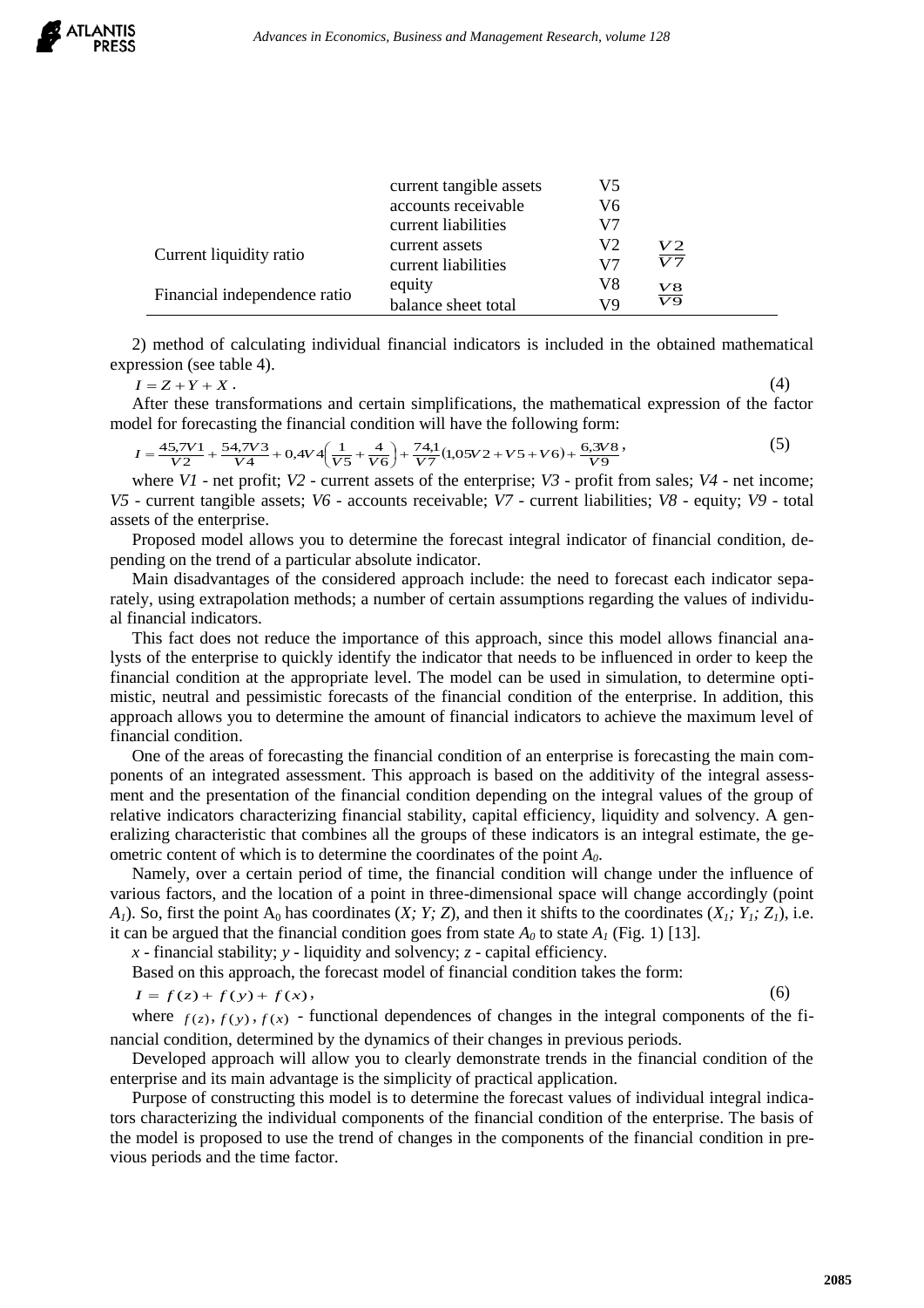| | current tangible assets | V5 | |
|---|---|---|---|
| | accounts receivable | V6 | |
| | current liabilities | V7 | |
| Current liquidity ratio | current assets | V2 | $\frac{V2}{V7}$ |
| | current liabilities | V7 | |
| Financial independence ratio | equity | V8 | $\frac{V8}{V9}$ |
| | balance sheet total | V9 | |

2) method of calculating individual financial indicators is included in the obtained mathematical expression (see table 4).

$$I = Z + Y + X. \tag{4}$$

After these transformations and certain simplifications, the mathematical expression of the factor model for forecasting the financial condition will have the following form:

$$I = \frac{45{,}7V1}{V2} + \frac{54{,}7V3}{V4} + 0{,}4V4\left(\frac{1}{V5} + \frac{4}{V6}\right) + \frac{74{,}1}{V7}(1{,}05V2 + V5 + V6) + \frac{6{,}3V8}{V9}, \tag{5}$$

where *V1* - net profit; *V2* - current assets of the enterprise; *V3* - profit from sales; *V4* - net income; *V5* - current tangible assets; *V6* - accounts receivable; *V7* - current liabilities; *V8* - equity; *V9* - total assets of the enterprise.

Proposed model allows you to determine the forecast integral indicator of financial condition, depending on the trend of a particular absolute indicator.

Main disadvantages of the considered approach include: the need to forecast each indicator separately, using extrapolation methods; a number of certain assumptions regarding the values of individual financial indicators.

This fact does not reduce the importance of this approach, since this model allows financial analysts of the enterprise to quickly identify the indicator that needs to be influenced in order to keep the financial condition at the appropriate level. The model can be used in simulation, to determine optimistic, neutral and pessimistic forecasts of the financial condition of the enterprise. In addition, this approach allows you to determine the amount of financial indicators to achieve the maximum level of financial condition.

One of the areas of forecasting the financial condition of an enterprise is forecasting the main components of an integrated assessment. This approach is based on the additivity of the integral assessment and the presentation of the financial condition depending on the integral values of the group of relative indicators characterizing financial stability, capital efficiency, liquidity and solvency. A generalizing characteristic that combines all the groups of these indicators is an integral estimate, the geometric content of which is to determine the coordinates of the point $A_0$.

Namely, over a certain period of time, the financial condition will change under the influence of various factors, and the location of a point in three-dimensional space will change accordingly (point $A_1$). So, first the point $A_0$ has coordinates $(X; Y; Z)$, and then it shifts to the coordinates $(X_1; Y_1; Z_1)$, i.e. it can be argued that the financial condition goes from state $A_0$ to state $A_1$ (Fig. 1) [13].

*x* - financial stability; *y* - liquidity and solvency; *z* - capital efficiency.

Based on this approach, the forecast model of financial condition takes the form:

$$I = f(z) + f(y) + f(x), \tag{6}$$

where $f(z)$, $f(y)$, $f(x)$ - functional dependences of changes in the integral components of the financial condition, determined by the dynamics of their changes in previous periods.

Developed approach will allow you to clearly demonstrate trends in the financial condition of the enterprise and its main advantage is the simplicity of practical application.

Purpose of constructing this model is to determine the forecast values of individual integral indicators characterizing the individual components of the financial condition of the enterprise. The basis of the model is proposed to use the trend of changes in the components of the financial condition in previous periods and the time factor.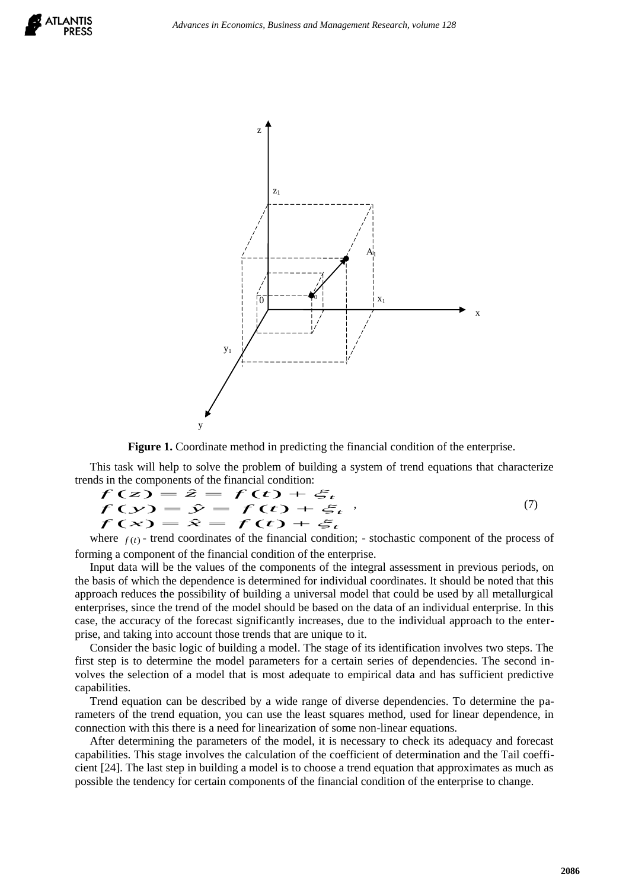**Figure 1.** Coordinate method in predicting the financial condition of the enterprise.

This task will help to solve the problem of building a system of trend equations that characterize trends in the components of the financial condition:

$$
\begin{aligned}
f(z) &= \hat{z} = f(t) + \xi_t \\
f(y) &= \hat{y} = f(t) + \xi_t \\
f(x) &= \hat{x} = f(t) + \xi_t
\end{aligned}
, \tag{7}
$$

where $f(t)$ - trend coordinates of the financial condition; - stochastic component of the process of forming a component of the financial condition of the enterprise.

Input data will be the values of the components of the integral assessment in previous periods, on the basis of which the dependence is determined for individual coordinates. It should be noted that this approach reduces the possibility of building a universal model that could be used by all metallurgical enterprises, since the trend of the model should be based on the data of an individual enterprise. In this case, the accuracy of the forecast significantly increases, due to the individual approach to the enterprise, and taking into account those trends that are unique to it.

Consider the basic logic of building a model. The stage of its identification involves two steps. The first step is to determine the model parameters for a certain series of dependencies. The second involves the selection of a model that is most adequate to empirical data and has sufficient predictive capabilities.

Trend equation can be described by a wide range of diverse dependencies. To determine the parameters of the trend equation, you can use the least squares method, used for linear dependence, in connection with this there is a need for linearization of some non-linear equations.

After determining the parameters of the model, it is necessary to check its adequacy and forecast capabilities. This stage involves the calculation of the coefficient of determination and the Tail coefficient [24]. The last step in building a model is to choose a trend equation that approximates as much as possible the tendency for certain components of the financial condition of the enterprise to change.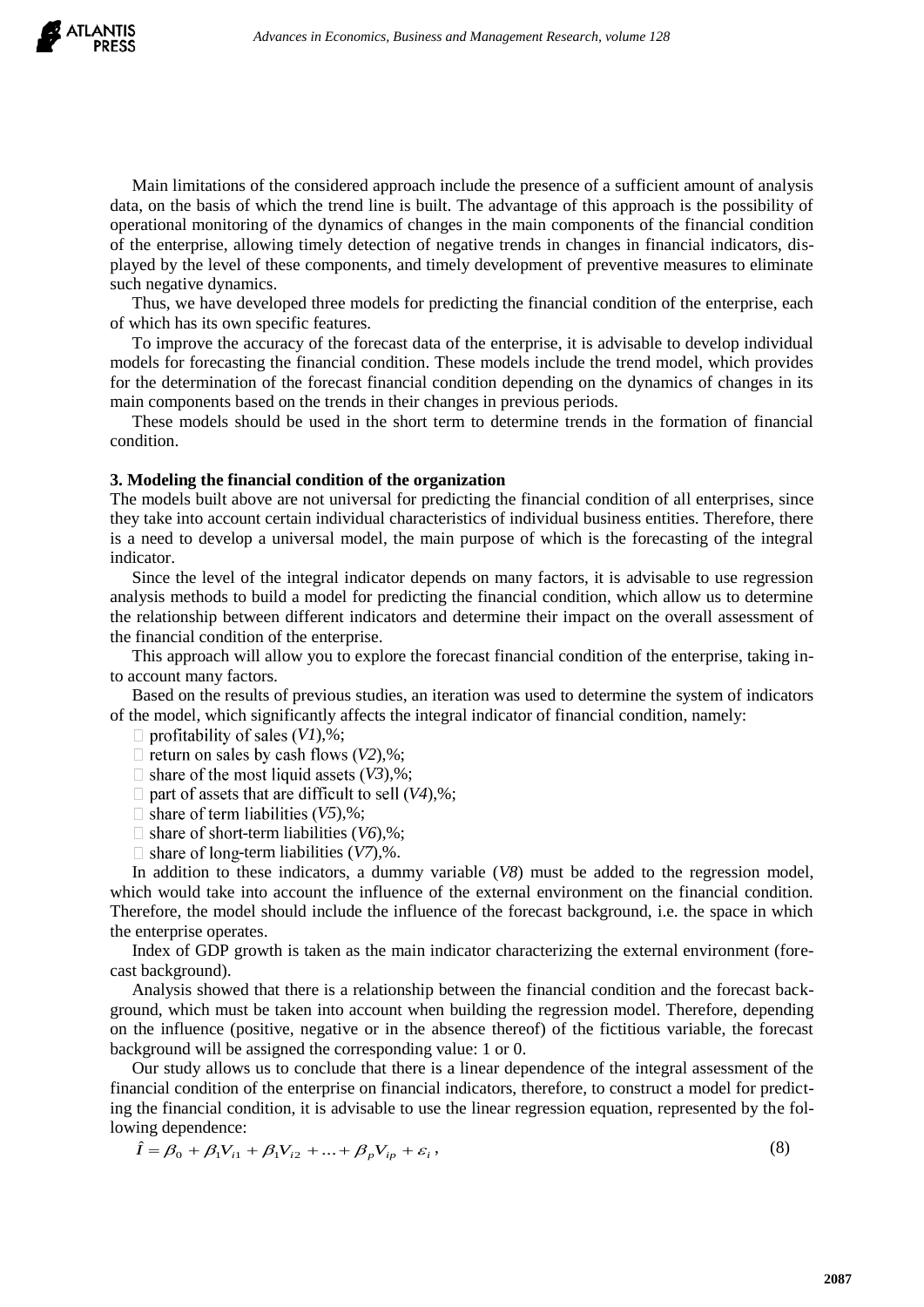Main limitations of the considered approach include the presence of a sufficient amount of analysis data, on the basis of which the trend line is built. The advantage of this approach is the possibility of operational monitoring of the dynamics of changes in the main components of the financial condition of the enterprise, allowing timely detection of negative trends in changes in financial indicators, displayed by the level of these components, and timely development of preventive measures to eliminate such negative dynamics.

Thus, we have developed three models for predicting the financial condition of the enterprise, each of which has its own specific features.

To improve the accuracy of the forecast data of the enterprise, it is advisable to develop individual models for forecasting the financial condition. These models include the trend model, which provides for the determination of the forecast financial condition depending on the dynamics of changes in its main components based on the trends in their changes in previous periods.

These models should be used in the short term to determine trends in the formation of financial condition.

### 3. Modeling the financial condition of the organization

The models built above are not universal for predicting the financial condition of all enterprises, since they take into account certain individual characteristics of individual business entities. Therefore, there is a need to develop a universal model, the main purpose of which is the forecasting of the integral indicator.

Since the level of the integral indicator depends on many factors, it is advisable to use regression analysis methods to build a model for predicting the financial condition, which allow us to determine the relationship between different indicators and determine their impact on the overall assessment of the financial condition of the enterprise.

This approach will allow you to explore the forecast financial condition of the enterprise, taking into account many factors.

Based on the results of previous studies, an iteration was used to determine the system of indicators of the model, which significantly affects the integral indicator of financial condition, namely:

- profitability of sales (*V1*),%;
- return on sales by cash flows (*V2*),%;
- share of the most liquid assets (*V3*),%;
- part of assets that are difficult to sell (*V4*),%;
- share of term liabilities (*V5*),%;
- share of short-term liabilities (*V6*),%;
- share of long-term liabilities (*V7*),%.

In addition to these indicators, a dummy variable (*V8*) must be added to the regression model, which would take into account the influence of the external environment on the financial condition. Therefore, the model should include the influence of the forecast background, i.e. the space in which the enterprise operates.

Index of GDP growth is taken as the main indicator characterizing the external environment (forecast background).

Analysis showed that there is a relationship between the financial condition and the forecast background, which must be taken into account when building the regression model. Therefore, depending on the influence (positive, negative or in the absence thereof) of the fictitious variable, the forecast background will be assigned the corresponding value: 1 or 0.

Our study allows us to conclude that there is a linear dependence of the integral assessment of the financial condition of the enterprise on financial indicators, therefore, to construct a model for predicting the financial condition, it is advisable to use the linear regression equation, represented by the following dependence:

$$\hat{I} = \beta_0 + \beta_1 V_{i1} + \beta_1 V_{i2} + \ldots + \beta_p V_{ip} + \varepsilon_i , \tag{8}$$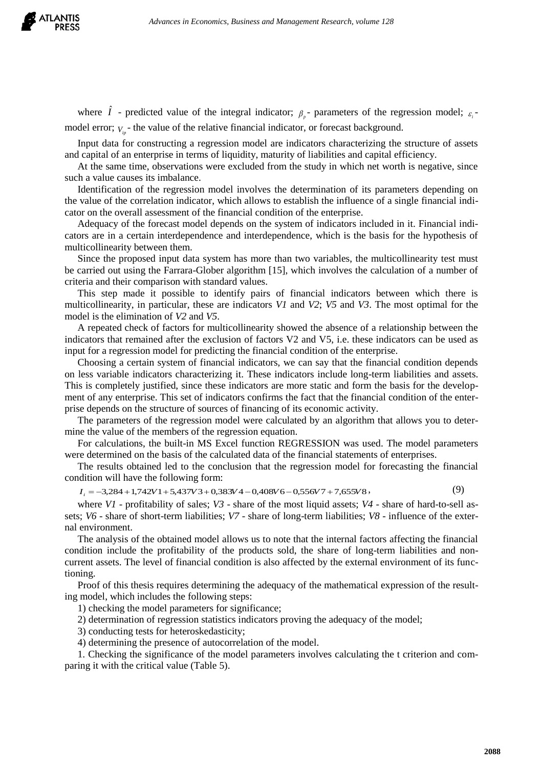where $\hat{I}$ - predicted value of the integral indicator; $\beta_p$ - parameters of the regression model; $\varepsilon_i$ - model error; $V_{ip}$ - the value of the relative financial indicator, or forecast background.

Input data for constructing a regression model are indicators characterizing the structure of assets and capital of an enterprise in terms of liquidity, maturity of liabilities and capital efficiency.

At the same time, observations were excluded from the study in which net worth is negative, since such a value causes its imbalance.

Identification of the regression model involves the determination of its parameters depending on the value of the correlation indicator, which allows to establish the influence of a single financial indicator on the overall assessment of the financial condition of the enterprise.

Adequacy of the forecast model depends on the system of indicators included in it. Financial indicators are in a certain interdependence and interdependence, which is the basis for the hypothesis of multicollinearity between them.

Since the proposed input data system has more than two variables, the multicollinearity test must be carried out using the Farrara-Glober algorithm [15], which involves the calculation of a number of criteria and their comparison with standard values.

This step made it possible to identify pairs of financial indicators between which there is multicollinearity, in particular, these are indicators *V1* and *V2*; *V5* and *V3*. The most optimal for the model is the elimination of *V2* and *V5*.

A repeated check of factors for multicollinearity showed the absence of a relationship between the indicators that remained after the exclusion of factors V2 and V5, i.e. these indicators can be used as input for a regression model for predicting the financial condition of the enterprise.

Choosing a certain system of financial indicators, we can say that the financial condition depends on less variable indicators characterizing it. These indicators include long-term liabilities and assets. This is completely justified, since these indicators are more static and form the basis for the development of any enterprise. This set of indicators confirms the fact that the financial condition of the enterprise depends on the structure of sources of financing of its economic activity.

The parameters of the regression model were calculated by an algorithm that allows you to determine the value of the members of the regression equation.

For calculations, the built-in MS Excel function REGRESSION was used. The model parameters were determined on the basis of the calculated data of the financial statements of enterprises.

The results obtained led to the conclusion that the regression model for forecasting the financial condition will have the following form:

$$I_i = -3{,}284 + 1{,}742V1 + 5{,}437V3 + 0{,}383V4 - 0{,}408V6 - 0{,}556V7 + 7{,}655V8, \quad (9)$$

where *V1* - profitability of sales; *V3* - share of the most liquid assets; *V4* - share of hard-to-sell assets; *V6* - share of short-term liabilities; *V7* - share of long-term liabilities; *V8* - influence of the external environment.

The analysis of the obtained model allows us to note that the internal factors affecting the financial condition include the profitability of the products sold, the share of long-term liabilities and non-current assets. The level of financial condition is also affected by the external environment of its functioning.

Proof of this thesis requires determining the adequacy of the mathematical expression of the resulting model, which includes the following steps:

1) checking the model parameters for significance;

2) determination of regression statistics indicators proving the adequacy of the model;

3) conducting tests for heteroskedasticity;

4) determining the presence of autocorrelation of the model.

1. Checking the significance of the model parameters involves calculating the t criterion and comparing it with the critical value (Table 5).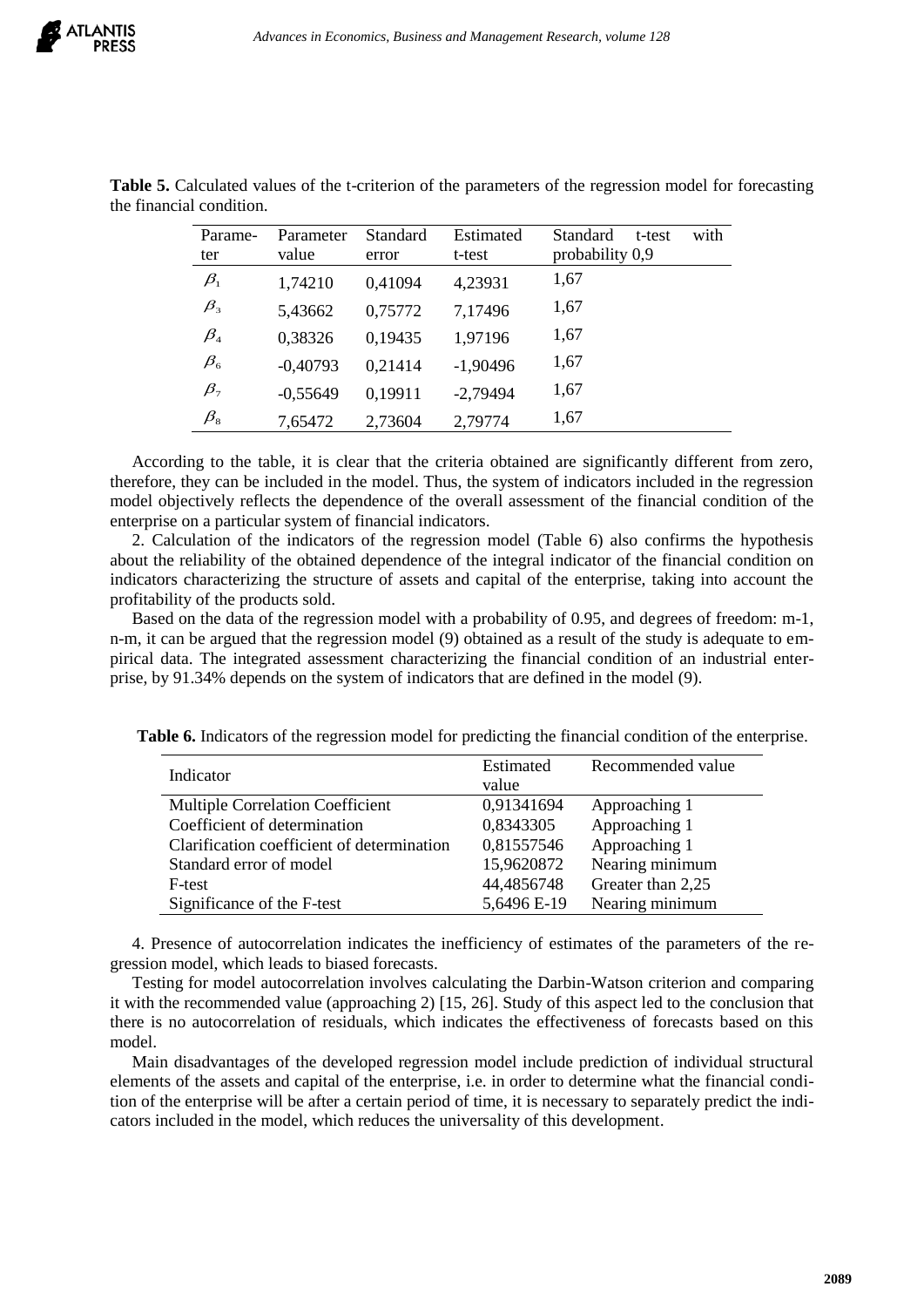**Table 5.** Calculated values of the t-criterion of the parameters of the regression model for forecasting the financial condition.

| Parameter | Parameter value | Standard error | Estimated t-test | Standard t-test with probability 0,9 |
|---|---|---|---|---|
| $\beta_1$ | 1,74210 | 0,41094 | 4,23931 | 1,67 |
| $\beta_3$ | 5,43662 | 0,75772 | 7,17496 | 1,67 |
| $\beta_4$ | 0,38326 | 0,19435 | 1,97196 | 1,67 |
| $\beta_6$ | -0,40793 | 0,21414 | -1,90496 | 1,67 |
| $\beta_7$ | -0,55649 | 0,19911 | -2,79494 | 1,67 |
| $\beta_8$ | 7,65472 | 2,73604 | 2,79774 | 1,67 |

According to the table, it is clear that the criteria obtained are significantly different from zero, therefore, they can be included in the model. Thus, the system of indicators included in the regression model objectively reflects the dependence of the overall assessment of the financial condition of the enterprise on a particular system of financial indicators.

2. Calculation of the indicators of the regression model (Table 6) also confirms the hypothesis about the reliability of the obtained dependence of the integral indicator of the financial condition on indicators characterizing the structure of assets and capital of the enterprise, taking into account the profitability of the products sold.

Based on the data of the regression model with a probability of 0.95, and degrees of freedom: m-1, n-m, it can be argued that the regression model (9) obtained as a result of the study is adequate to empirical data. The integrated assessment characterizing the financial condition of an industrial enterprise, by 91.34% depends on the system of indicators that are defined in the model (9).

**Table 6.** Indicators of the regression model for predicting the financial condition of the enterprise.

| Indicator | Estimated value | Recommended value |
|---|---|---|
| Multiple Correlation Coefficient | 0,91341694 | Approaching 1 |
| Coefficient of determination | 0,8343305 | Approaching 1 |
| Clarification coefficient of determination | 0,81557546 | Approaching 1 |
| Standard error of model | 15,9620872 | Nearing minimum |
| F-test | 44,4856748 | Greater than 2,25 |
| Significance of the F-test | 5,6496 E-19 | Nearing minimum |

4. Presence of autocorrelation indicates the inefficiency of estimates of the parameters of the regression model, which leads to biased forecasts.

Testing for model autocorrelation involves calculating the Darbin-Watson criterion and comparing it with the recommended value (approaching 2) [15, 26]. Study of this aspect led to the conclusion that there is no autocorrelation of residuals, which indicates the effectiveness of forecasts based on this model.

Main disadvantages of the developed regression model include prediction of individual structural elements of the assets and capital of the enterprise, i.e. in order to determine what the financial condition of the enterprise will be after a certain period of time, it is necessary to separately predict the indicators included in the model, which reduces the universality of this development.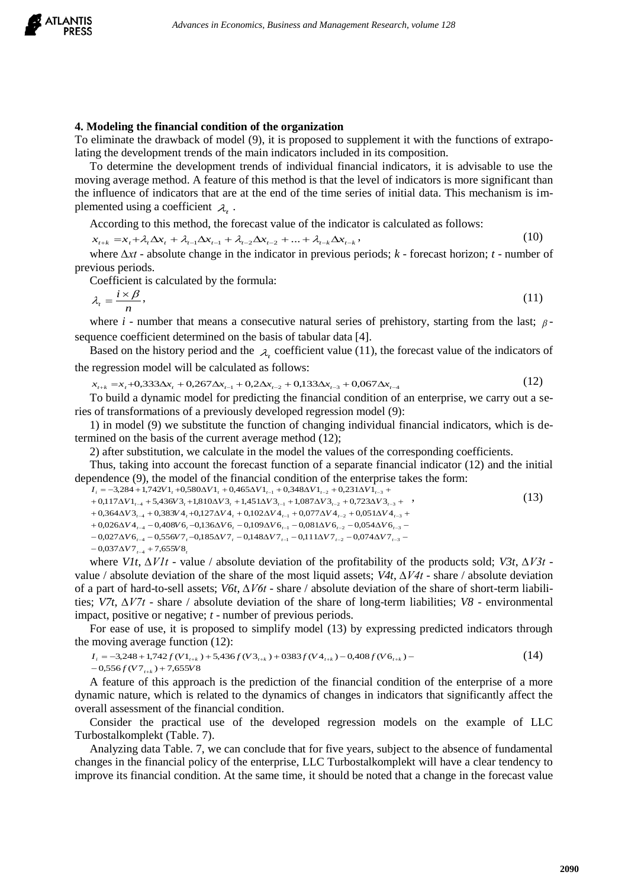## 4. Modeling the financial condition of the organization

To eliminate the drawback of model (9), it is proposed to supplement it with the functions of extrapolating the development trends of the main indicators included in its composition.

To determine the development trends of individual financial indicators, it is advisable to use the moving average method. A feature of this method is that the level of indicators is more significant than the influence of indicators that are at the end of the time series of initial data. This mechanism is implemented using a coefficient $\lambda_t$.

According to this method, the forecast value of the indicator is calculated as follows:

$$x_{t+k} = x_t + \lambda_t \Delta x_t + \lambda_{t-1}\Delta x_{t-1} + \lambda_{t-2}\Delta x_{t-2} + ... + \lambda_{t-k}\Delta x_{t-k}, \tag{10}$$

where $\Delta xt$ - absolute change in the indicator in previous periods; $k$ - forecast horizon; $t$ - number of previous periods.

Coefficient is calculated by the formula:

$$\lambda_t = \frac{i \times \beta}{n}, \tag{11}$$

where $i$ - number that means a consecutive natural series of prehistory, starting from the last; $\beta$ - sequence coefficient determined on the basis of tabular data [4].

Based on the history period and the $\lambda_t$ coefficient value (11), the forecast value of the indicators of the regression model will be calculated as follows:

$$x_{t+k} = x_t + 0{,}333\Delta x_t + 0{,}267\Delta x_{t-1} + 0{,}2\Delta x_{t-2} + 0{,}133\Delta x_{t-3} + 0{,}067\Delta x_{t-4} \tag{12}$$

To build a dynamic model for predicting the financial condition of an enterprise, we carry out a series of transformations of a previously developed regression model (9):

1) in model (9) we substitute the function of changing individual financial indicators, which is determined on the basis of the current average method (12);

2) after substitution, we calculate in the model the values of the corresponding coefficients.

Thus, taking into account the forecast function of a separate financial indicator (12) and the initial dependence (9), the model of the financial condition of the enterprise takes the form:

$$\begin{aligned} I_t = &-3{,}284 + 1{,}742V1_t + 0{,}580\Delta V1_t + 0{,}465\Delta V1_{t-1} + 0{,}348\Delta V1_{t-2} + 0{,}231\Delta V1_{t-3} + \\ &+ 0{,}117\Delta V1_{t-4} + 5{,}436V3_t + 1{,}810\Delta V3_t + 1{,}451\Delta V3_{t-1} + 1{,}087\Delta V3_{t-2} + 0{,}723\Delta V3_{t-3} + \\ &+ 0{,}364\Delta V3_{t-4} + 0{,}383V4_t + 0{,}127\Delta V4_t + 0{,}102\Delta V4_{t-1} + 0{,}077\Delta V4_{t-2} + 0{,}051\Delta V4_{t-3} + \\ &+ 0{,}026\Delta V4_{t-4} - 0{,}408V6_t - 0{,}136\Delta V6_t - 0{,}109\Delta V6_{t-1} - 0{,}081\Delta V6_{t-2} - 0{,}054\Delta V6_{t-3} - \\ &- 0{,}027\Delta V6_{t-4} - 0{,}556V7_t - 0{,}185\Delta V7_t - 0{,}148\Delta V7_{t-1} - 0{,}111\Delta V7_{t-2} - 0{,}074\Delta V7_{t-3} - \\ &- 0{,}037\Delta V7_{t-4} + 7{,}655V8_t \end{aligned}, \tag{13}$$

where $V1t$, $\Delta V1t$ - value / absolute deviation of the profitability of the products sold; $V3t$, $\Delta V3t$ - value / absolute deviation of the share of the most liquid assets; $V4t$, $\Delta V4t$ - share / absolute deviation of a part of hard-to-sell assets; $V6t$, $\Delta V6t$ - share / absolute deviation of the share of short-term liabilities; $V7t$, $\Delta V7t$ - share / absolute deviation of the share of long-term liabilities; $V8$ - environmental impact, positive or negative; $t$ - number of previous periods.

For ease of use, it is proposed to simplify model (13) by expressing predicted indicators through the moving average function (12):

$$\begin{aligned} I_t = &-3{,}248 + 1{,}742 f(V1_{t+k}) + 5{,}436 f(V3_{t+k}) + 0383 f(V4_{t+k}) - 0{,}408 f(V6_{t+k}) - \\ &- 0{,}556 f(V7_{t+k}) + 7{,}655V8 \end{aligned} \tag{14}$$

A feature of this approach is the prediction of the financial condition of the enterprise of a more dynamic nature, which is related to the dynamics of changes in indicators that significantly affect the overall assessment of the financial condition.

Consider the practical use of the developed regression models on the example of LLC Turbostalkomplekt (Table. 7).

Analyzing data Table. 7, we can conclude that for five years, subject to the absence of fundamental changes in the financial policy of the enterprise, LLC Turbostalkomplekt will have a clear tendency to improve its financial condition. At the same time, it should be noted that a change in the forecast value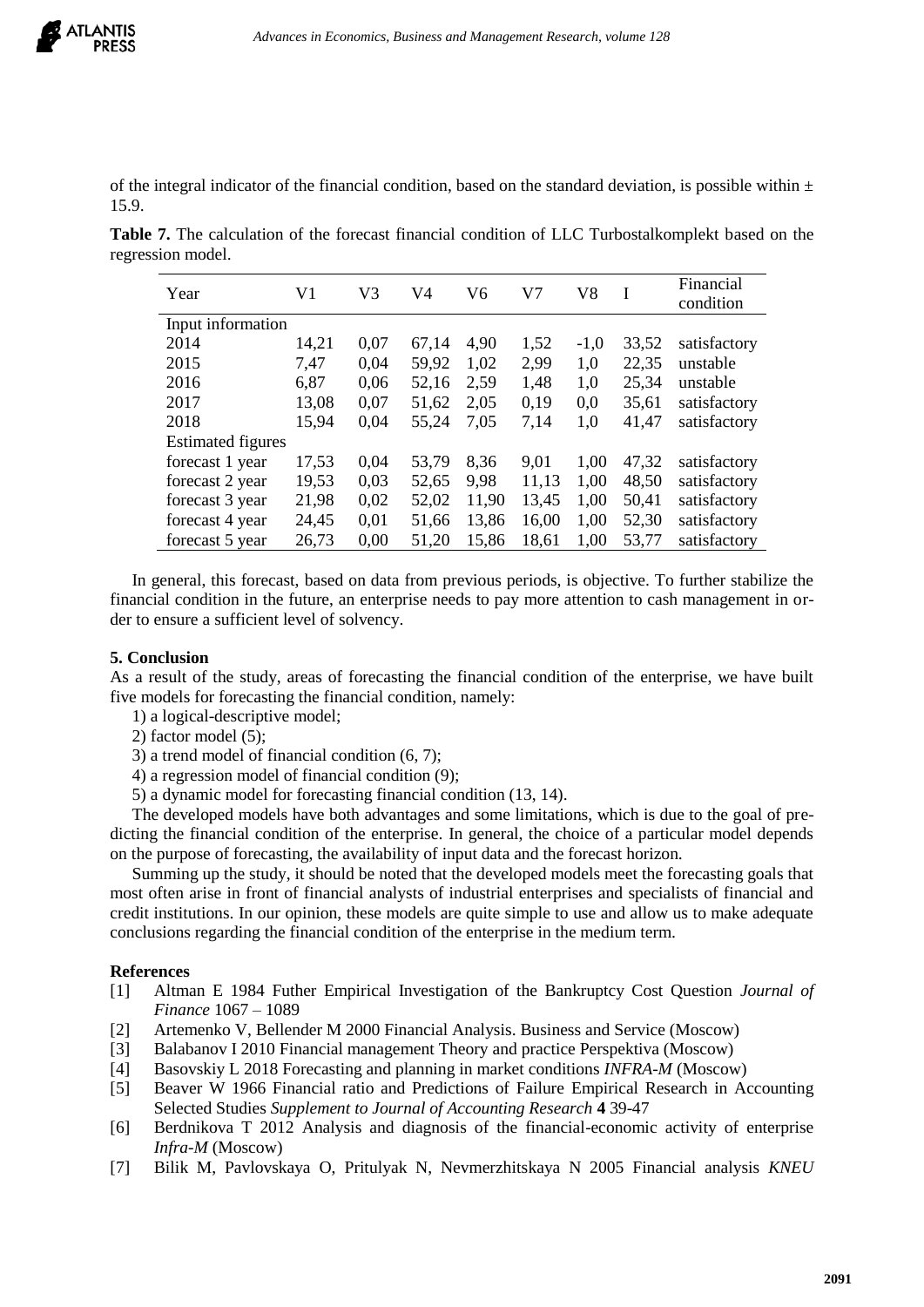of the integral indicator of the financial condition, based on the standard deviation, is possible within ± 15.9.

**Table 7.** The calculation of the forecast financial condition of LLC Turbostalkomplekt based on the regression model.

| Year | V1 | V3 | V4 | V6 | V7 | V8 | I | Financial condition |
|---|---|---|---|---|---|---|---|---|
| Input information | | | | | | | | |
| 2014 | 14,21 | 0,07 | 67,14 | 4,90 | 1,52 | -1,0 | 33,52 | satisfactory |
| 2015 | 7,47 | 0,04 | 59,92 | 1,02 | 2,99 | 1,0 | 22,35 | unstable |
| 2016 | 6,87 | 0,06 | 52,16 | 2,59 | 1,48 | 1,0 | 25,34 | unstable |
| 2017 | 13,08 | 0,07 | 51,62 | 2,05 | 0,19 | 0,0 | 35,61 | satisfactory |
| 2018 | 15,94 | 0,04 | 55,24 | 7,05 | 7,14 | 1,0 | 41,47 | satisfactory |
| Estimated figures | | | | | | | | |
| forecast 1 year | 17,53 | 0,04 | 53,79 | 8,36 | 9,01 | 1,00 | 47,32 | satisfactory |
| forecast 2 year | 19,53 | 0,03 | 52,65 | 9,98 | 11,13 | 1,00 | 48,50 | satisfactory |
| forecast 3 year | 21,98 | 0,02 | 52,02 | 11,90 | 13,45 | 1,00 | 50,41 | satisfactory |
| forecast 4 year | 24,45 | 0,01 | 51,66 | 13,86 | 16,00 | 1,00 | 52,30 | satisfactory |
| forecast 5 year | 26,73 | 0,00 | 51,20 | 15,86 | 18,61 | 1,00 | 53,77 | satisfactory |

In general, this forecast, based on data from previous periods, is objective. To further stabilize the financial condition in the future, an enterprise needs to pay more attention to cash management in order to ensure a sufficient level of solvency.

## 5. Conclusion

As a result of the study, areas of forecasting the financial condition of the enterprise, we have built five models for forecasting the financial condition, namely:

1) a logical-descriptive model;
2) factor model (5);
3) a trend model of financial condition (6, 7);
4) a regression model of financial condition (9);
5) a dynamic model for forecasting financial condition (13, 14).

The developed models have both advantages and some limitations, which is due to the goal of predicting the financial condition of the enterprise. In general, the choice of a particular model depends on the purpose of forecasting, the availability of input data and the forecast horizon.

Summing up the study, it should be noted that the developed models meet the forecasting goals that most often arise in front of financial analysts of industrial enterprises and specialists of financial and credit institutions. In our opinion, these models are quite simple to use and allow us to make adequate conclusions regarding the financial condition of the enterprise in the medium term.

## References

[1] Altman E 1984 Futher Empirical Investigation of the Bankruptcy Cost Question *Journal of Finance* 1067 – 1089

[2] Artemenko V, Bellender M 2000 Financial Analysis. Business and Service (Moscow)

[3] Balabanov I 2010 Financial management Theory and practice Perspektiva (Moscow)

[4] Basovskiy L 2018 Forecasting and planning in market conditions *INFRA-M* (Moscow)

[5] Beaver W 1966 Financial ratio and Predictions of Failure Empirical Research in Accounting Selected Studies *Supplement to Journal of Accounting Research* **4** 39-47

[6] Berdnikova T 2012 Analysis and diagnosis of the financial-economic activity of enterprise *Infra-M* (Moscow)

[7] Bilik M, Pavlovskaya O, Pritulyak N, Nevmerzhitskaya N 2005 Financial analysis *KNEU*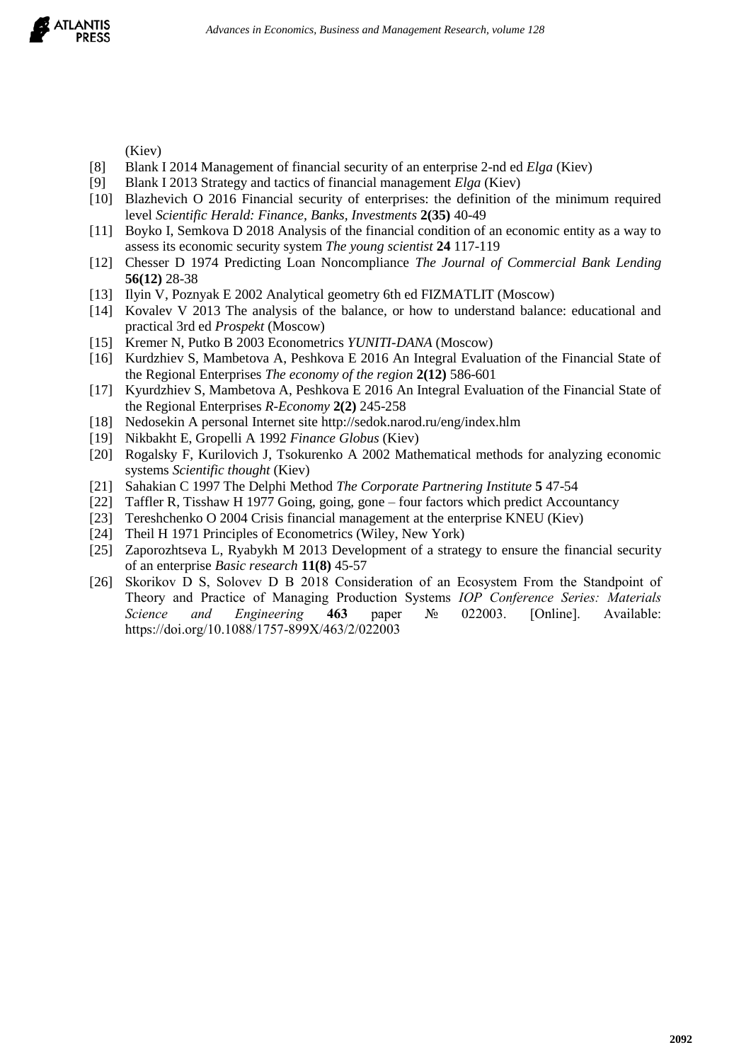(Kiev)

- [8] Blank I 2014 Management of financial security of an enterprise 2-nd ed *Elga* (Kiev)
- [9] Blank I 2013 Strategy and tactics of financial management *Elga* (Kiev)
- [10] Blazhevich O 2016 Financial security of enterprises: the definition of the minimum required level *Scientific Herald: Finance, Banks, Investments* **2(35)** 40-49
- [11] Boyko I, Semkova D 2018 Analysis of the financial condition of an economic entity as a way to assess its economic security system *The young scientist* **24** 117-119
- [12] Chesser D 1974 Predicting Loan Noncompliance *The Journal of Commercial Bank Lending* **56(12)** 28-38
- [13] Ilyin V, Poznyak E 2002 Analytical geometry 6th ed FIZMATLIT (Moscow)
- [14] Kovalev V 2013 The analysis of the balance, or how to understand balance: educational and practical 3rd ed *Prospekt* (Moscow)
- [15] Kremer N, Putko B 2003 Econometrics *YUNITI-DANA* (Moscow)
- [16] Kurdzhiev S, Mambetova A, Peshkova E 2016 An Integral Evaluation of the Financial State of the Regional Enterprises *The economy of the region* **2(12)** 586-601
- [17] Kyurdzhiev S, Mambetova A, Peshkova E 2016 An Integral Evaluation of the Financial State of the Regional Enterprises *R-Economy* **2(2)** 245-258
- [18] Nedosekin A personal Internet site http://sedok.narod.ru/eng/index.hlm
- [19] Nikbakht E, Gropelli A 1992 *Finance Globus* (Kiev)
- [20] Rogalsky F, Kurilovich J, Tsokurenko A 2002 Mathematical methods for analyzing economic systems *Scientific thought* (Kiev)
- [21] Sahakian C 1997 The Delphi Method *The Corporate Partnering Institute* **5** 47-54
- [22] Taffler R, Tisshaw H 1977 Going, going, gone – four factors which predict Accountancy
- [23] Tereshchenko O 2004 Crisis financial management at the enterprise KNEU (Kiev)
- [24] Theil H 1971 Principles of Econometrics (Wiley, New York)
- [25] Zaporozhtseva L, Ryabykh M 2013 Development of a strategy to ensure the financial security of an enterprise *Basic research* **11(8)** 45-57
- [26] Skorikov D S, Solovev D B 2018 Consideration of an Ecosystem From the Standpoint of Theory and Practice of Managing Production Systems *IOP Conference Series: Materials Science and Engineering* **463** paper № 022003. [Online]. Available: https://doi.org/10.1088/1757-899X/463/2/022003